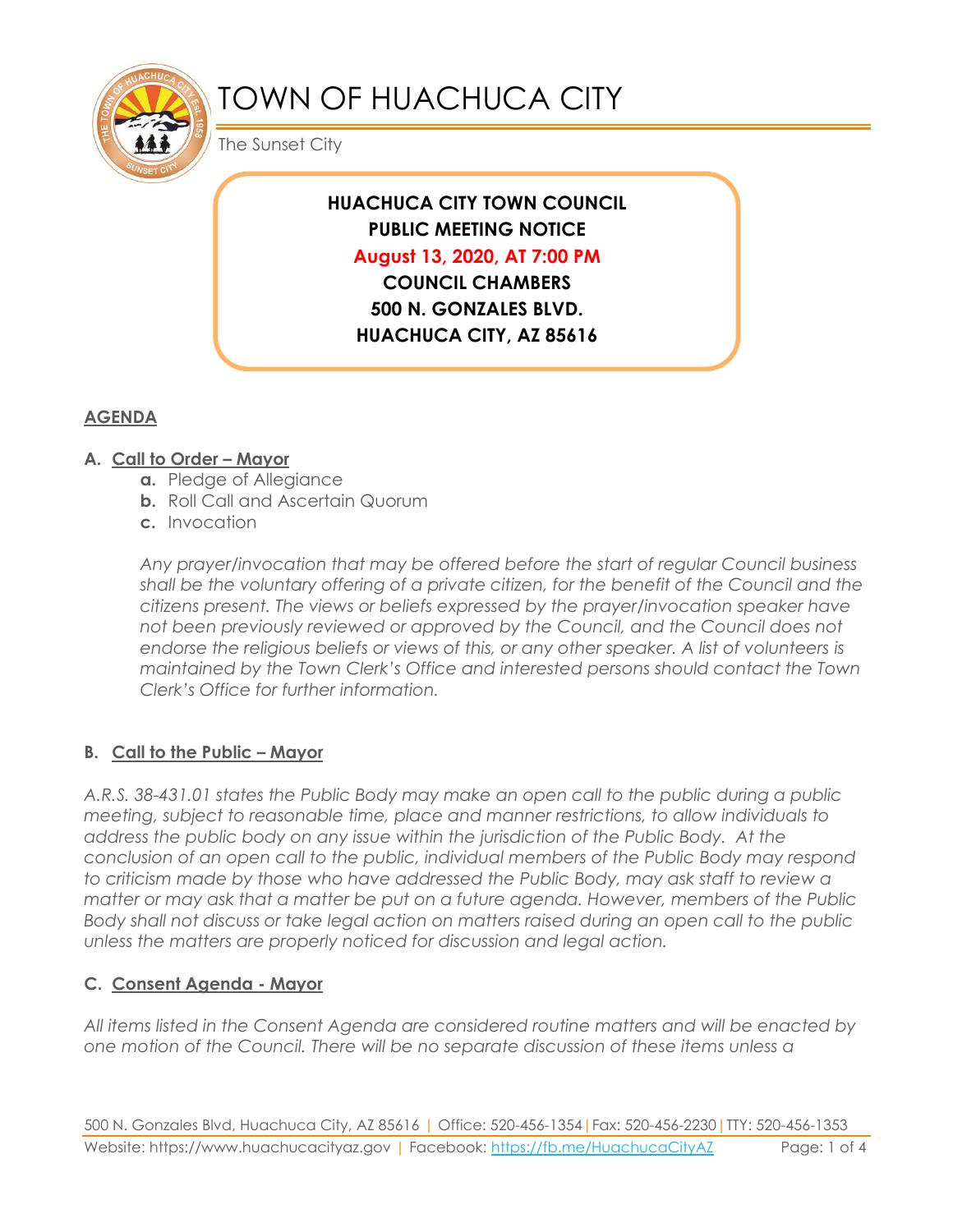# TOWN OF HUACHUCA CITY

The Sunset City

**HUACHUCA CITY TOWN COUNCIL**
**PUBLIC MEETING NOTICE**
**August 13, 2020, AT 7:00 PM**
**COUNCIL CHAMBERS**
**500 N. GONZALES BLVD.**
**HUACHUCA CITY, AZ 85616**

## AGENDA

### A. Call to Order – Mayor

- **a.** Pledge of Allegiance
- **b.** Roll Call and Ascertain Quorum
- **c.** Invocation

*Any prayer/invocation that may be offered before the start of regular Council business shall be the voluntary offering of a private citizen, for the benefit of the Council and the citizens present. The views or beliefs expressed by the prayer/invocation speaker have not been previously reviewed or approved by the Council, and the Council does not endorse the religious beliefs or views of this, or any other speaker. A list of volunteers is maintained by the Town Clerk's Office and interested persons should contact the Town Clerk's Office for further information.*

### B. Call to the Public – Mayor

*A.R.S. 38-431.01 states the Public Body may make an open call to the public during a public meeting, subject to reasonable time, place and manner restrictions, to allow individuals to address the public body on any issue within the jurisdiction of the Public Body. At the conclusion of an open call to the public, individual members of the Public Body may respond to criticism made by those who have addressed the Public Body, may ask staff to review a matter or may ask that a matter be put on a future agenda. However, members of the Public Body shall not discuss or take legal action on matters raised during an open call to the public unless the matters are properly noticed for discussion and legal action.*

### C. Consent Agenda - Mayor

*All items listed in the Consent Agenda are considered routine matters and will be enacted by one motion of the Council. There will be no separate discussion of these items unless a*

500 N. Gonzales Blvd, Huachuca City, AZ 85616 | Office: 520-456-1354 | Fax: 520-456-2230 | TTY: 520-456-1353
Website: https://www.huachucacityaz.gov | Facebook: https://fb.me/HuachucaCityAZ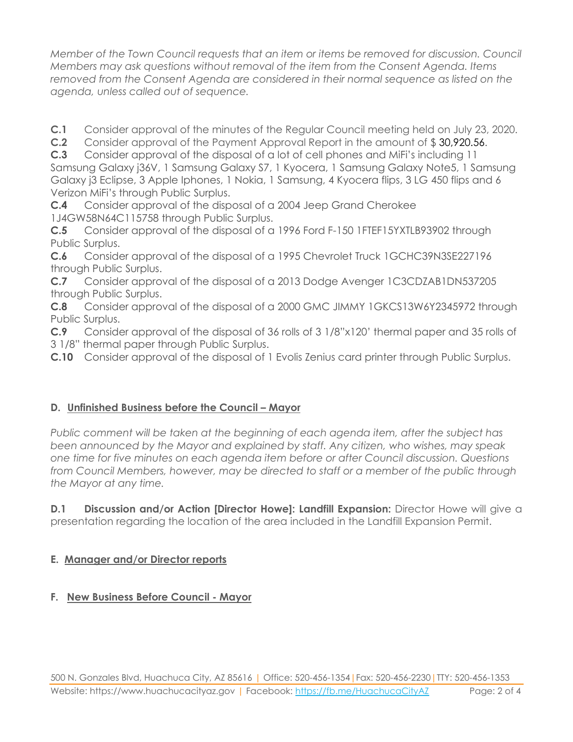*Member of the Town Council requests that an item or items be removed for discussion. Council Members may ask questions without removal of the item from the Consent Agenda. Items removed from the Consent Agenda are considered in their normal sequence as listed on the agenda, unless called out of sequence.*

**C.1** Consider approval of the minutes of the Regular Council meeting held on July 23, 2020.
**C.2** Consider approval of the Payment Approval Report in the amount of $ 30,920.56.
**C.3** Consider approval of the disposal of a lot of cell phones and MiFi's including 11 Samsung Galaxy j36V, 1 Samsung Galaxy S7, 1 Kyocera, 1 Samsung Galaxy Note5, 1 Samsung Galaxy j3 Eclipse, 3 Apple Iphones, 1 Nokia, 1 Samsung, 4 Kyocera flips, 3 LG 450 flips and 6 Verizon MiFi's through Public Surplus.
**C.4** Consider approval of the disposal of a 2004 Jeep Grand Cherokee 1J4GW58N64C115758 through Public Surplus.
**C.5** Consider approval of the disposal of a 1996 Ford F-150 1FTEF15YXTLB93902 through Public Surplus.
**C.6** Consider approval of the disposal of a 1995 Chevrolet Truck 1GCHC39N3SE227196 through Public Surplus.
**C.7** Consider approval of the disposal of a 2013 Dodge Avenger 1C3CDZAB1DN537205 through Public Surplus.
**C.8** Consider approval of the disposal of a 2000 GMC JIMMY 1GKCS13W6Y2345972 through Public Surplus.
**C.9** Consider approval of the disposal of 36 rolls of 3 1/8"x120' thermal paper and 35 rolls of 3 1/8" thermal paper through Public Surplus.
**C.10** Consider approval of the disposal of 1 Evolis Zenius card printer through Public Surplus.

### D. Unfinished Business before the Council – Mayor

*Public comment will be taken at the beginning of each agenda item, after the subject has been announced by the Mayor and explained by staff. Any citizen, who wishes, may speak one time for five minutes on each agenda item before or after Council discussion. Questions from Council Members, however, may be directed to staff or a member of the public through the Mayor at any time.*

**D.1 Discussion and/or Action [Director Howe]: Landfill Expansion:** Director Howe will give a presentation regarding the location of the area included in the Landfill Expansion Permit.

### E. Manager and/or Director reports

### F. New Business Before Council - Mayor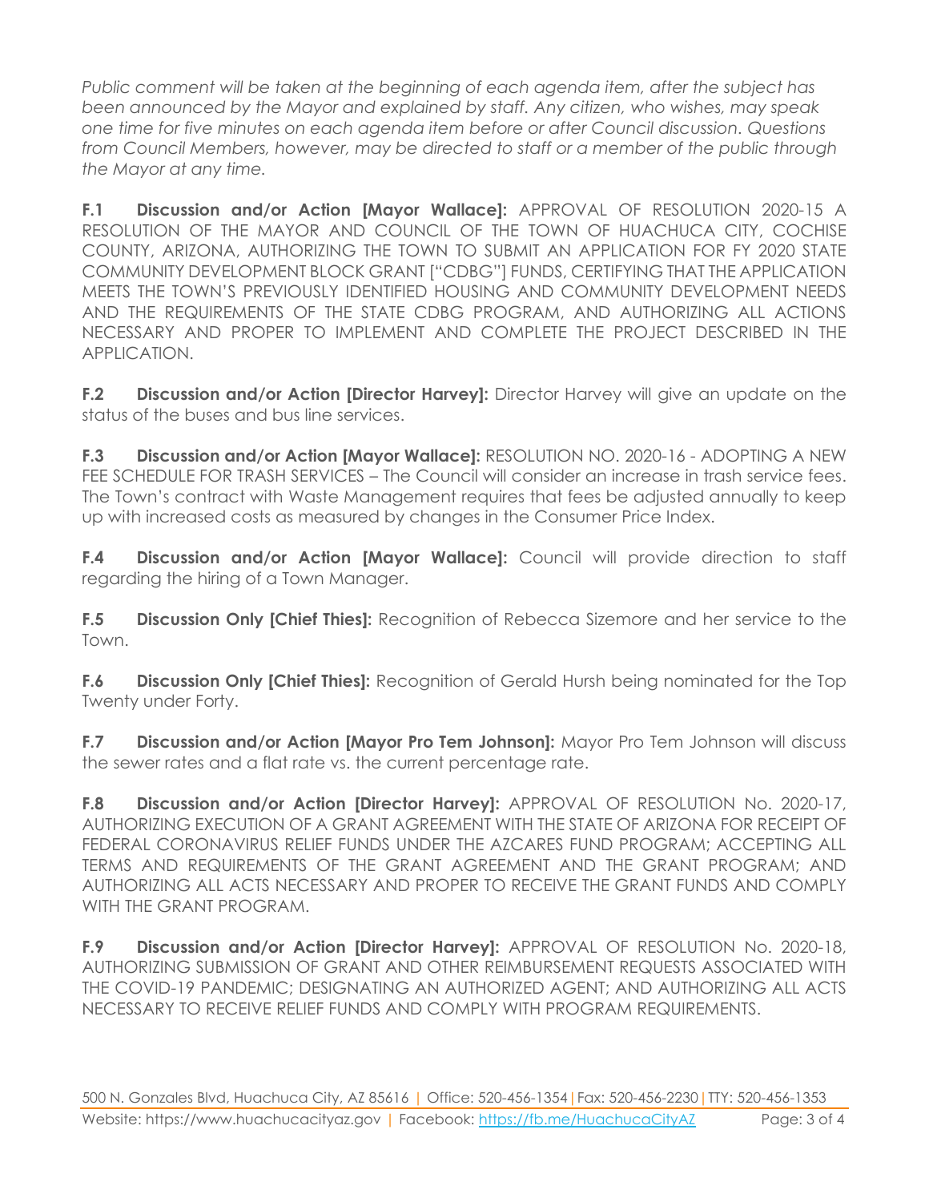*Public comment will be taken at the beginning of each agenda item, after the subject has been announced by the Mayor and explained by staff. Any citizen, who wishes, may speak one time for five minutes on each agenda item before or after Council discussion. Questions from Council Members, however, may be directed to staff or a member of the public through the Mayor at any time.*

**F.1 Discussion and/or Action [Mayor Wallace]:** APPROVAL OF RESOLUTION 2020-15 A RESOLUTION OF THE MAYOR AND COUNCIL OF THE TOWN OF HUACHUCA CITY, COCHISE COUNTY, ARIZONA, AUTHORIZING THE TOWN TO SUBMIT AN APPLICATION FOR FY 2020 STATE COMMUNITY DEVELOPMENT BLOCK GRANT ["CDBG"] FUNDS, CERTIFYING THAT THE APPLICATION MEETS THE TOWN'S PREVIOUSLY IDENTIFIED HOUSING AND COMMUNITY DEVELOPMENT NEEDS AND THE REQUIREMENTS OF THE STATE CDBG PROGRAM, AND AUTHORIZING ALL ACTIONS NECESSARY AND PROPER TO IMPLEMENT AND COMPLETE THE PROJECT DESCRIBED IN THE APPLICATION.

**F.2 Discussion and/or Action [Director Harvey]:** Director Harvey will give an update on the status of the buses and bus line services.

**F.3 Discussion and/or Action [Mayor Wallace]:** RESOLUTION NO. 2020-16 - ADOPTING A NEW FEE SCHEDULE FOR TRASH SERVICES – The Council will consider an increase in trash service fees. The Town's contract with Waste Management requires that fees be adjusted annually to keep up with increased costs as measured by changes in the Consumer Price Index.

**F.4 Discussion and/or Action [Mayor Wallace]:** Council will provide direction to staff regarding the hiring of a Town Manager.

**F.5 Discussion Only [Chief Thies]:** Recognition of Rebecca Sizemore and her service to the Town.

**F.6 Discussion Only [Chief Thies]:** Recognition of Gerald Hursh being nominated for the Top Twenty under Forty.

**F.7 Discussion and/or Action [Mayor Pro Tem Johnson]:** Mayor Pro Tem Johnson will discuss the sewer rates and a flat rate vs. the current percentage rate.

**F.8 Discussion and/or Action [Director Harvey]:** APPROVAL OF RESOLUTION No. 2020-17, AUTHORIZING EXECUTION OF A GRANT AGREEMENT WITH THE STATE OF ARIZONA FOR RECEIPT OF FEDERAL CORONAVIRUS RELIEF FUNDS UNDER THE AZCARES FUND PROGRAM; ACCEPTING ALL TERMS AND REQUIREMENTS OF THE GRANT AGREEMENT AND THE GRANT PROGRAM; AND AUTHORIZING ALL ACTS NECESSARY AND PROPER TO RECEIVE THE GRANT FUNDS AND COMPLY WITH THE GRANT PROGRAM.

**F.9 Discussion and/or Action [Director Harvey]:** APPROVAL OF RESOLUTION No. 2020-18, AUTHORIZING SUBMISSION OF GRANT AND OTHER REIMBURSEMENT REQUESTS ASSOCIATED WITH THE COVID-19 PANDEMIC; DESIGNATING AN AUTHORIZED AGENT; AND AUTHORIZING ALL ACTS NECESSARY TO RECEIVE RELIEF FUNDS AND COMPLY WITH PROGRAM REQUIREMENTS.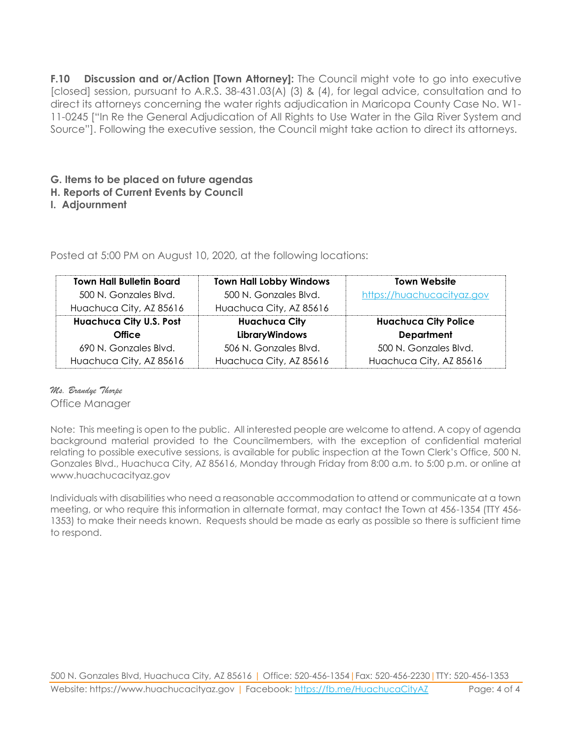**F.10 Discussion and or/Action [Town Attorney]:** The Council might vote to go into executive [closed] session, pursuant to A.R.S. 38-431.03(A) (3) & (4), for legal advice, consultation and to direct its attorneys concerning the water rights adjudication in Maricopa County Case No. W1-11-0245 ["In Re the General Adjudication of All Rights to Use Water in the Gila River System and Source"]. Following the executive session, the Council might take action to direct its attorneys.

**G. Items to be placed on future agendas**
**H. Reports of Current Events by Council**
**I. Adjournment**

Posted at 5:00 PM on August 10, 2020, at the following locations:

| | | |
|---|---|---|
| **Town Hall Bulletin Board**<br>500 N. Gonzales Blvd.<br>Huachuca City, AZ 85616 | **Town Hall Lobby Windows**<br>500 N. Gonzales Blvd.<br>Huachuca City, AZ 85616 | **Town Website**<br>https://huachucacityaz.gov |
| **Huachuca City U.S. Post Office**<br>690 N. Gonzales Blvd.<br>Huachuca City, AZ 85616 | **Huachuca City LibraryWindows**<br>506 N. Gonzales Blvd.<br>Huachuca City, AZ 85616 | **Huachuca City Police Department**<br>500 N. Gonzales Blvd.<br>Huachuca City, AZ 85616 |

*Ms. Brandye Thorpe*
Office Manager

Note: This meeting is open to the public. All interested people are welcome to attend. A copy of agenda background material provided to the Councilmembers, with the exception of confidential material relating to possible executive sessions, is available for public inspection at the Town Clerk's Office, 500 N. Gonzales Blvd., Huachuca City, AZ 85616, Monday through Friday from 8:00 a.m. to 5:00 p.m. or online at www.huachucacityaz.gov

Individuals with disabilities who need a reasonable accommodation to attend or communicate at a town meeting, or who require this information in alternate format, may contact the Town at 456-1354 (TTY 456-1353) to make their needs known. Requests should be made as early as possible so there is sufficient time to respond.